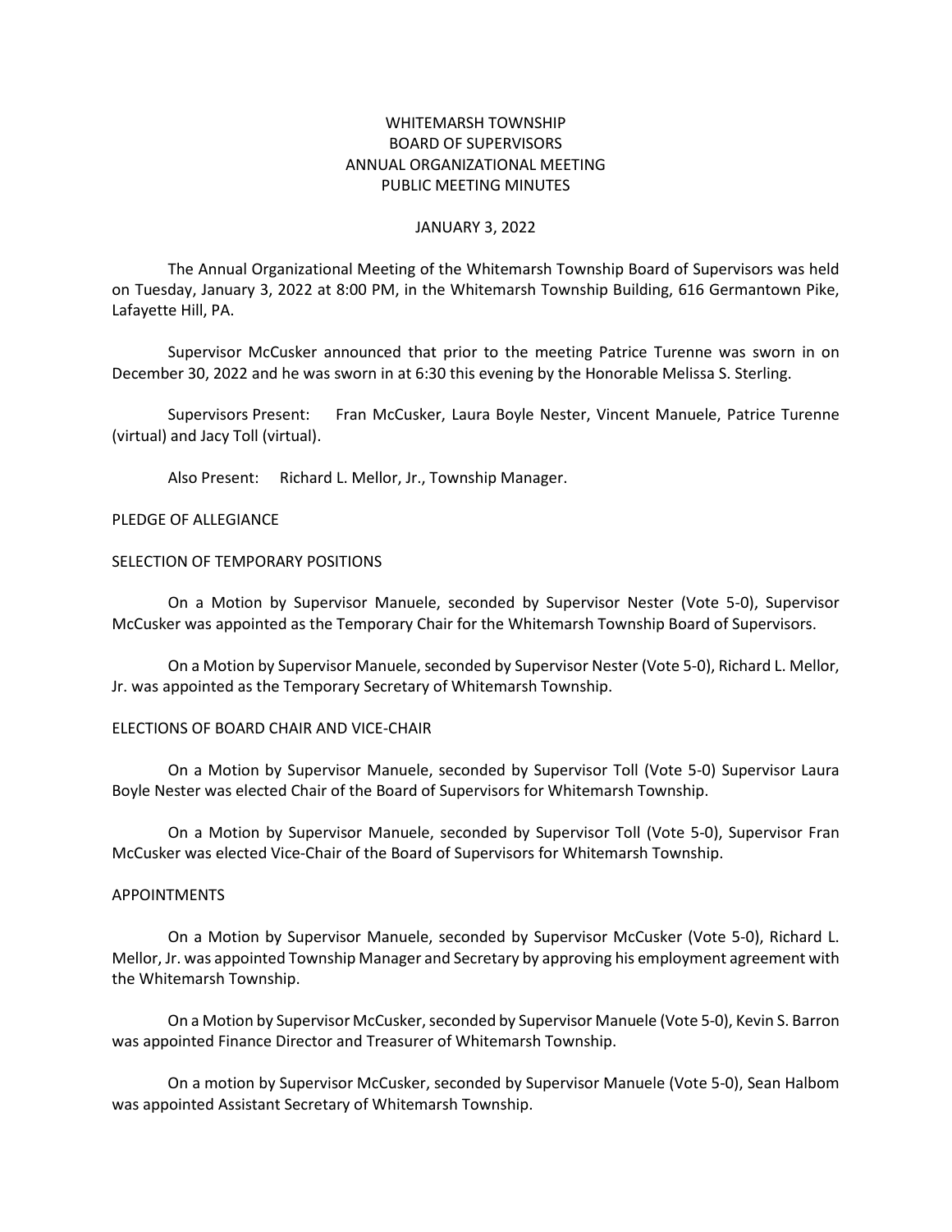# WHITEMARSH TOWNSHIP
# BOARD OF SUPERVISORS
# ANNUAL ORGANIZATIONAL MEETING
# PUBLIC MEETING MINUTES

JANUARY 3, 2022

The Annual Organizational Meeting of the Whitemarsh Township Board of Supervisors was held on Tuesday, January 3, 2022 at 8:00 PM, in the Whitemarsh Township Building, 616 Germantown Pike, Lafayette Hill, PA.

Supervisor McCusker announced that prior to the meeting Patrice Turenne was sworn in on December 30, 2022 and he was sworn in at 6:30 this evening by the Honorable Melissa S. Sterling.

Supervisors Present: Fran McCusker, Laura Boyle Nester, Vincent Manuele, Patrice Turenne (virtual) and Jacy Toll (virtual).

Also Present: Richard L. Mellor, Jr., Township Manager.

## PLEDGE OF ALLEGIANCE

## SELECTION OF TEMPORARY POSITIONS

On a Motion by Supervisor Manuele, seconded by Supervisor Nester (Vote 5-0), Supervisor McCusker was appointed as the Temporary Chair for the Whitemarsh Township Board of Supervisors.

On a Motion by Supervisor Manuele, seconded by Supervisor Nester (Vote 5-0), Richard L. Mellor, Jr. was appointed as the Temporary Secretary of Whitemarsh Township.

## ELECTIONS OF BOARD CHAIR AND VICE-CHAIR

On a Motion by Supervisor Manuele, seconded by Supervisor Toll (Vote 5-0) Supervisor Laura Boyle Nester was elected Chair of the Board of Supervisors for Whitemarsh Township.

On a Motion by Supervisor Manuele, seconded by Supervisor Toll (Vote 5-0), Supervisor Fran McCusker was elected Vice-Chair of the Board of Supervisors for Whitemarsh Township.

## APPOINTMENTS

On a Motion by Supervisor Manuele, seconded by Supervisor McCusker (Vote 5-0), Richard L. Mellor, Jr. was appointed Township Manager and Secretary by approving his employment agreement with the Whitemarsh Township.

On a Motion by Supervisor McCusker, seconded by Supervisor Manuele (Vote 5-0), Kevin S. Barron was appointed Finance Director and Treasurer of Whitemarsh Township.

On a motion by Supervisor McCusker, seconded by Supervisor Manuele (Vote 5-0), Sean Halbom was appointed Assistant Secretary of Whitemarsh Township.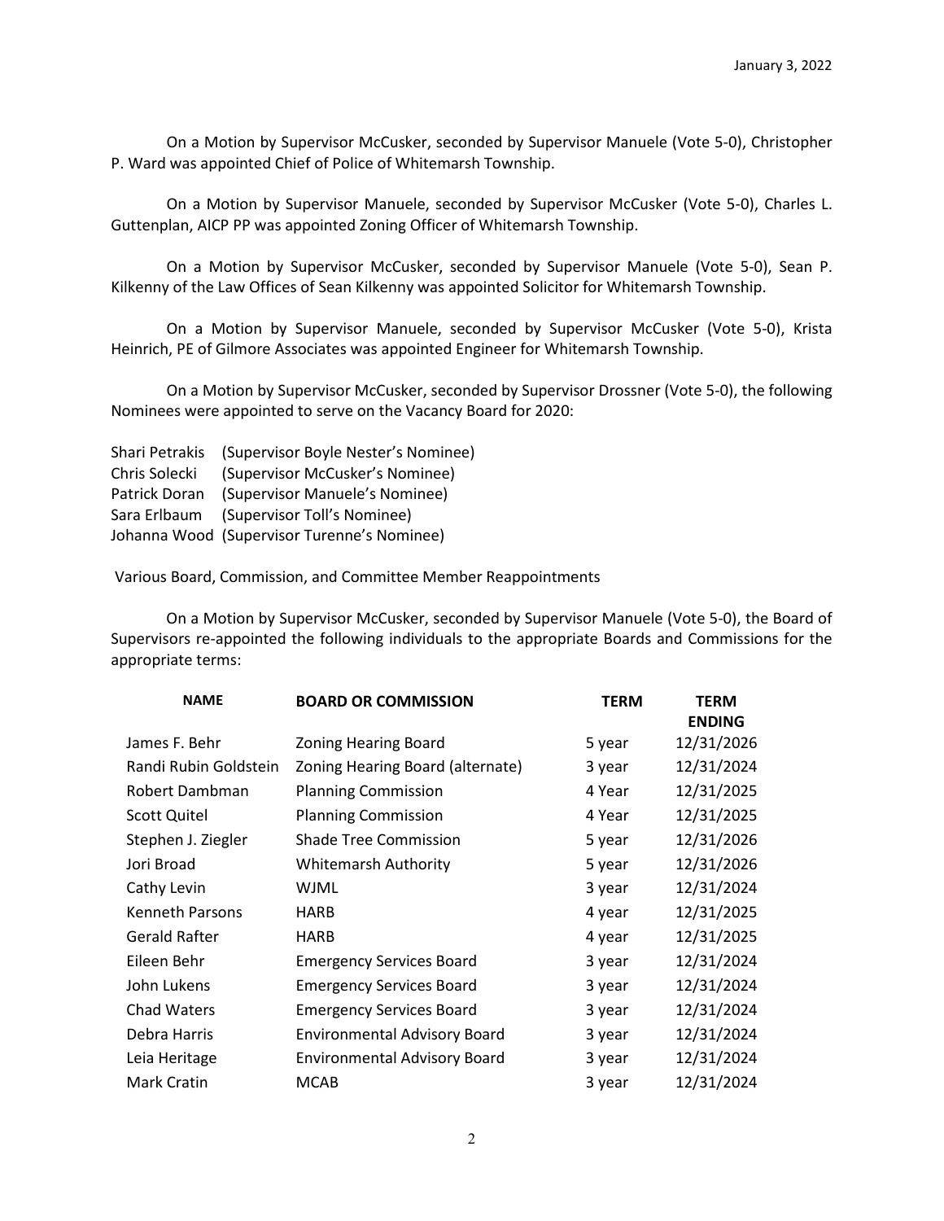On a Motion by Supervisor McCusker, seconded by Supervisor Manuele (Vote 5-0), Christopher P. Ward was appointed Chief of Police of Whitemarsh Township.

On a Motion by Supervisor Manuele, seconded by Supervisor McCusker (Vote 5-0), Charles L. Guttenplan, AICP PP was appointed Zoning Officer of Whitemarsh Township.

On a Motion by Supervisor McCusker, seconded by Supervisor Manuele (Vote 5-0), Sean P. Kilkenny of the Law Offices of Sean Kilkenny was appointed Solicitor for Whitemarsh Township.

On a Motion by Supervisor Manuele, seconded by Supervisor McCusker (Vote 5-0), Krista Heinrich, PE of Gilmore Associates was appointed Engineer for Whitemarsh Township.

On a Motion by Supervisor McCusker, seconded by Supervisor Drossner (Vote 5-0), the following Nominees were appointed to serve on the Vacancy Board for 2020:

Shari Petrakis (Supervisor Boyle Nester's Nominee)
Chris Solecki (Supervisor McCusker's Nominee)
Patrick Doran (Supervisor Manuele's Nominee)
Sara Erlbaum (Supervisor Toll's Nominee)
Johanna Wood (Supervisor Turenne's Nominee)

Various Board, Commission, and Committee Member Reappointments

On a Motion by Supervisor McCusker, seconded by Supervisor Manuele (Vote 5-0), the Board of Supervisors re-appointed the following individuals to the appropriate Boards and Commissions for the appropriate terms:

| NAME | BOARD OR COMMISSION | TERM | TERM ENDING |
|---|---|---|---|
| James F. Behr | Zoning Hearing Board | 5 year | 12/31/2026 |
| Randi Rubin Goldstein | Zoning Hearing Board (alternate) | 3 year | 12/31/2024 |
| Robert Dambman | Planning Commission | 4 Year | 12/31/2025 |
| Scott Quitel | Planning Commission | 4 Year | 12/31/2025 |
| Stephen J. Ziegler | Shade Tree Commission | 5 year | 12/31/2026 |
| Jori Broad | Whitemarsh Authority | 5 year | 12/31/2026 |
| Cathy Levin | WJML | 3 year | 12/31/2024 |
| Kenneth Parsons | HARB | 4 year | 12/31/2025 |
| Gerald Rafter | HARB | 4 year | 12/31/2025 |
| Eileen Behr | Emergency Services Board | 3 year | 12/31/2024 |
| John Lukens | Emergency Services Board | 3 year | 12/31/2024 |
| Chad Waters | Emergency Services Board | 3 year | 12/31/2024 |
| Debra Harris | Environmental Advisory Board | 3 year | 12/31/2024 |
| Leia Heritage | Environmental Advisory Board | 3 year | 12/31/2024 |
| Mark Cratin | MCAB | 3 year | 12/31/2024 |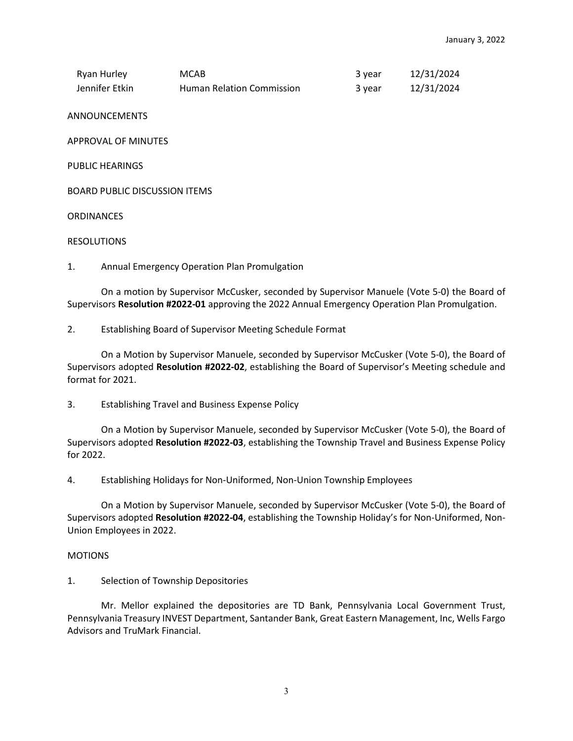| Ryan Hurley | MCAB | 3 year | 12/31/2024 |
|---|---|---|---|
| Jennifer Etkin | Human Relation Commission | 3 year | 12/31/2024 |

ANNOUNCEMENTS

APPROVAL OF MINUTES

PUBLIC HEARINGS

BOARD PUBLIC DISCUSSION ITEMS

ORDINANCES

RESOLUTIONS

1. Annual Emergency Operation Plan Promulgation

On a motion by Supervisor McCusker, seconded by Supervisor Manuele (Vote 5-0) the Board of Supervisors **Resolution #2022-01** approving the 2022 Annual Emergency Operation Plan Promulgation.

2. Establishing Board of Supervisor Meeting Schedule Format

On a Motion by Supervisor Manuele, seconded by Supervisor McCusker (Vote 5-0), the Board of Supervisors adopted **Resolution #2022-02**, establishing the Board of Supervisor's Meeting schedule and format for 2021.

3. Establishing Travel and Business Expense Policy

On a Motion by Supervisor Manuele, seconded by Supervisor McCusker (Vote 5-0), the Board of Supervisors adopted **Resolution #2022-03**, establishing the Township Travel and Business Expense Policy for 2022.

4. Establishing Holidays for Non-Uniformed, Non-Union Township Employees

On a Motion by Supervisor Manuele, seconded by Supervisor McCusker (Vote 5-0), the Board of Supervisors adopted **Resolution #2022-04**, establishing the Township Holiday's for Non-Uniformed, Non-Union Employees in 2022.

MOTIONS

1. Selection of Township Depositories

Mr. Mellor explained the depositories are TD Bank, Pennsylvania Local Government Trust, Pennsylvania Treasury INVEST Department, Santander Bank, Great Eastern Management, Inc, Wells Fargo Advisors and TruMark Financial.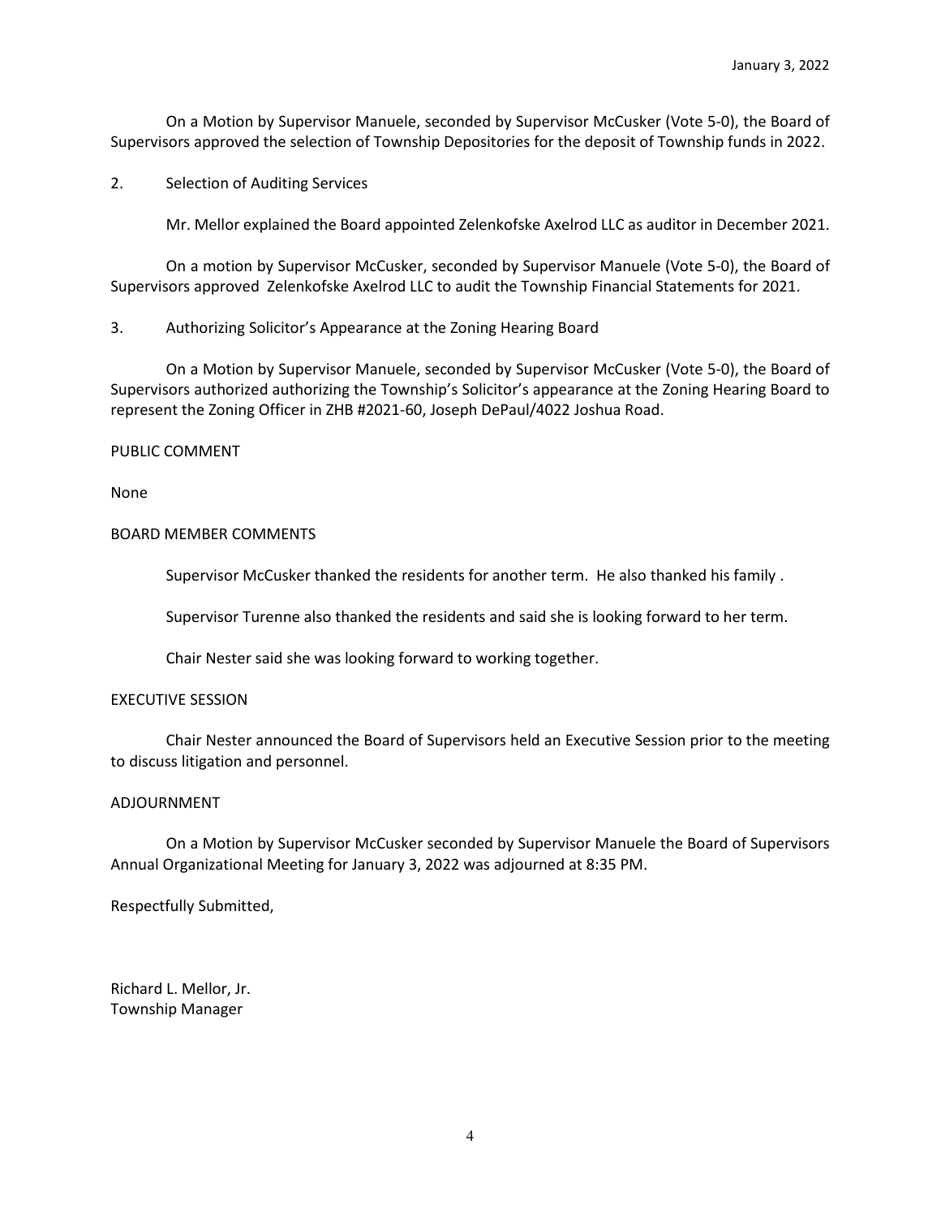On a Motion by Supervisor Manuele, seconded by Supervisor McCusker (Vote 5-0), the Board of Supervisors approved the selection of Township Depositories for the deposit of Township funds in 2022.

2. Selection of Auditing Services

Mr. Mellor explained the Board appointed Zelenkofske Axelrod LLC as auditor in December 2021.

On a motion by Supervisor McCusker, seconded by Supervisor Manuele (Vote 5-0), the Board of Supervisors approved Zelenkofske Axelrod LLC to audit the Township Financial Statements for 2021.

3. Authorizing Solicitor's Appearance at the Zoning Hearing Board

On a Motion by Supervisor Manuele, seconded by Supervisor McCusker (Vote 5-0), the Board of Supervisors authorized authorizing the Township's Solicitor's appearance at the Zoning Hearing Board to represent the Zoning Officer in ZHB #2021-60, Joseph DePaul/4022 Joshua Road.

PUBLIC COMMENT

None

BOARD MEMBER COMMENTS

Supervisor McCusker thanked the residents for another term. He also thanked his family .

Supervisor Turenne also thanked the residents and said she is looking forward to her term.

Chair Nester said she was looking forward to working together.

EXECUTIVE SESSION

Chair Nester announced the Board of Supervisors held an Executive Session prior to the meeting to discuss litigation and personnel.

ADJOURNMENT

On a Motion by Supervisor McCusker seconded by Supervisor Manuele the Board of Supervisors Annual Organizational Meeting for January 3, 2022 was adjourned at 8:35 PM.

Respectfully Submitted,

Richard L. Mellor, Jr.
Township Manager